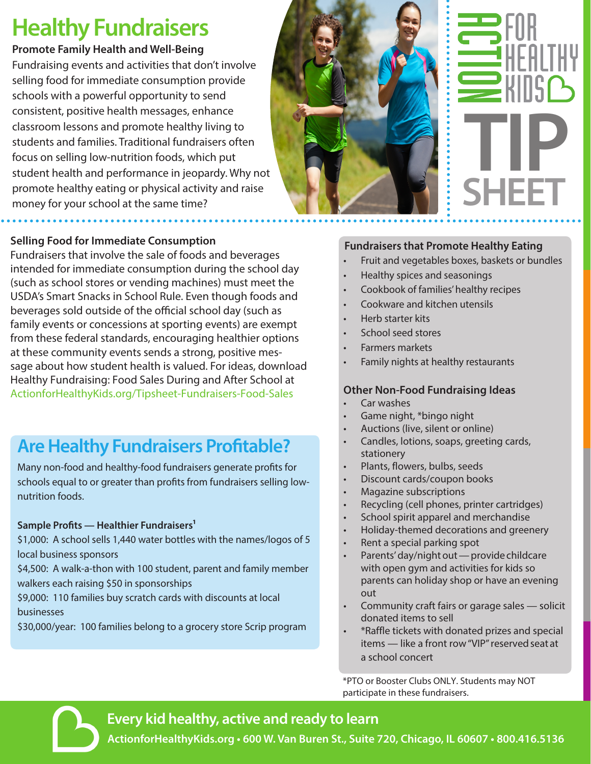# Healthy Fundraisers

**Promote Family Health and Well-Being**

Fundraising events and activities that don't involve selling food for immediate consumption provide schools with a powerful opportunity to send consistent, positive health messages, enhance classroom lessons and promote healthy living to students and families. Traditional fundraisers often focus on selling low-nutrition foods, which put student health and performance in jeopardy. Why not promote healthy eating or physical activity and raise money for your school at the same time?

ACTION FOR HEALTHY KIDS TIP SHEET

### Selling Food for Immediate Consumption

Fundraisers that involve the sale of foods and beverages intended for immediate consumption during the school day (such as school stores or vending machines) must meet the USDA's Smart Snacks in School Rule. Even though foods and beverages sold outside of the official school day (such as family events or concessions at sporting events) are exempt from these federal standards, encouraging healthier options at these community events sends a strong, positive message about how student health is valued. For ideas, download Healthy Fundraising: Food Sales During and After School at ActionforHealthyKids.org/Tipsheet-Fundraisers-Food-Sales

## Are Healthy Fundraisers Profitable?

Many non-food and healthy-food fundraisers generate profits for schools equal to or greater than profits from fundraisers selling low-nutrition foods.

**Sample Profits — Healthier Fundraisers[1]**

$1,000: A school sells 1,440 water bottles with the names/logos of 5 local business sponsors

$4,500: A walk-a-thon with 100 student, parent and family member walkers each raising $50 in sponsorships

$9,000: 110 families buy scratch cards with discounts at local businesses

$30,000/year: 100 families belong to a grocery store Scrip program

### Fundraisers that Promote Healthy Eating

- Fruit and vegetables boxes, baskets or bundles
- Healthy spices and seasonings
- Cookbook of families' healthy recipes
- Cookware and kitchen utensils
- Herb starter kits
- School seed stores
- Farmers markets
- Family nights at healthy restaurants

### Other Non-Food Fundraising Ideas

- Car washes
- Game night, *bingo night
- Auctions (live, silent or online)
- Candles, lotions, soaps, greeting cards, stationery
- Plants, flowers, bulbs, seeds
- Discount cards/coupon books
- Magazine subscriptions
- Recycling (cell phones, printer cartridges)
- School spirit apparel and merchandise
- Holiday-themed decorations and greenery
- Rent a special parking spot
- Parents' day/night out — provide childcare with open gym and activities for kids so parents can holiday shop or have an evening out
- Community craft fairs or garage sales — solicit donated items to sell
- *Raffle tickets with donated prizes and special items — like a front row "VIP" reserved seat at a school concert

*PTO or Booster Clubs ONLY. Students may NOT participate in these fundraisers.

**Every kid healthy, active and ready to learn**

ActionforHealthyKids.org • 600 W. Van Buren St., Suite 720, Chicago, IL 60607 • 800.416.5136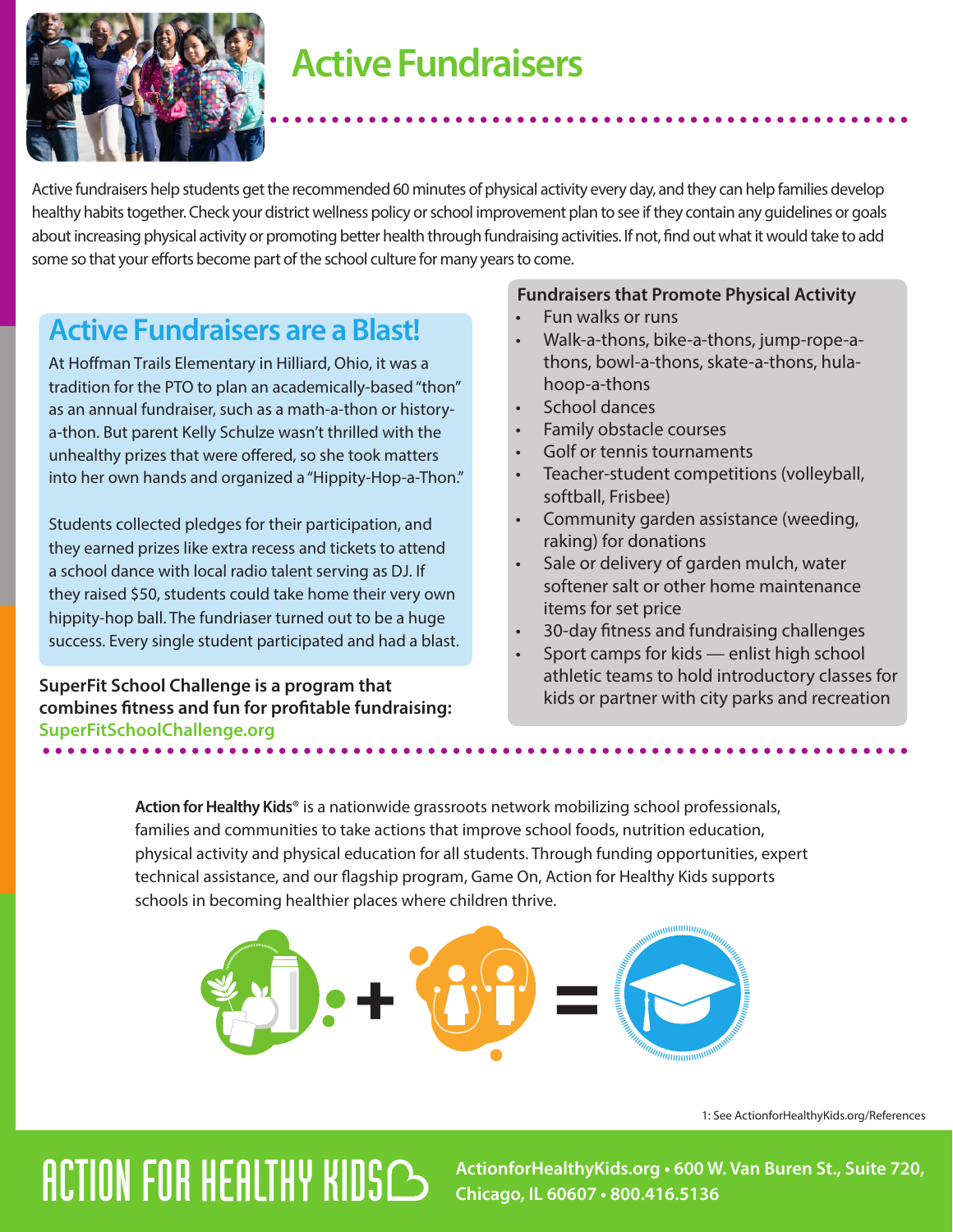# Active Fundraisers

Active fundraisers help students get the recommended 60 minutes of physical activity every day, and they can help families develop healthy habits together. Check your district wellness policy or school improvement plan to see if they contain any guidelines or goals about increasing physical activity or promoting better health through fundraising activities. If not, find out what it would take to add some so that your efforts become part of the school culture for many years to come.

## Active Fundraisers are a Blast!

At Hoffman Trails Elementary in Hilliard, Ohio, it was a tradition for the PTO to plan an academically-based "thon" as an annual fundraiser, such as a math-a-thon or history-a-thon. But parent Kelly Schulze wasn't thrilled with the unhealthy prizes that were offered, so she took matters into her own hands and organized a "Hippity-Hop-a-Thon."

Students collected pledges for their participation, and they earned prizes like extra recess and tickets to attend a school dance with local radio talent serving as DJ. If they raised $50, students could take home their very own hippity-hop ball. The fundriaser turned out to be a huge success. Every single student participated and had a blast.

**SuperFit School Challenge is a program that combines fitness and fun for profitable fundraising:** **SuperFitSchoolChallenge.org**

### Fundraisers that Promote Physical Activity

- Fun walks or runs
- Walk-a-thons, bike-a-thons, jump-rope-a-thons, bowl-a-thons, skate-a-thons, hula-hoop-a-thons
- School dances
- Family obstacle courses
- Golf or tennis tournaments
- Teacher-student competitions (volleyball, softball, Frisbee)
- Community garden assistance (weeding, raking) for donations
- Sale or delivery of garden mulch, water softener salt or other home maintenance items for set price
- 30-day fitness and fundraising challenges
- Sport camps for kids — enlist high school athletic teams to hold introductory classes for kids or partner with city parks and recreation

**Action for Healthy Kids**® is a nationwide grassroots network mobilizing school professionals, families and communities to take actions that improve school foods, nutrition education, physical activity and physical education for all students. Through funding opportunities, expert technical assistance, and our flagship program, Game On, Action for Healthy Kids supports schools in becoming healthier places where children thrive.

1: See ActionforHealthyKids.org/References

ACTION FOR HEALTHY KIDS

**ActionforHealthyKids.org • 600 W. Van Buren St., Suite 720, Chicago, IL 60607 • 800.416.5136**